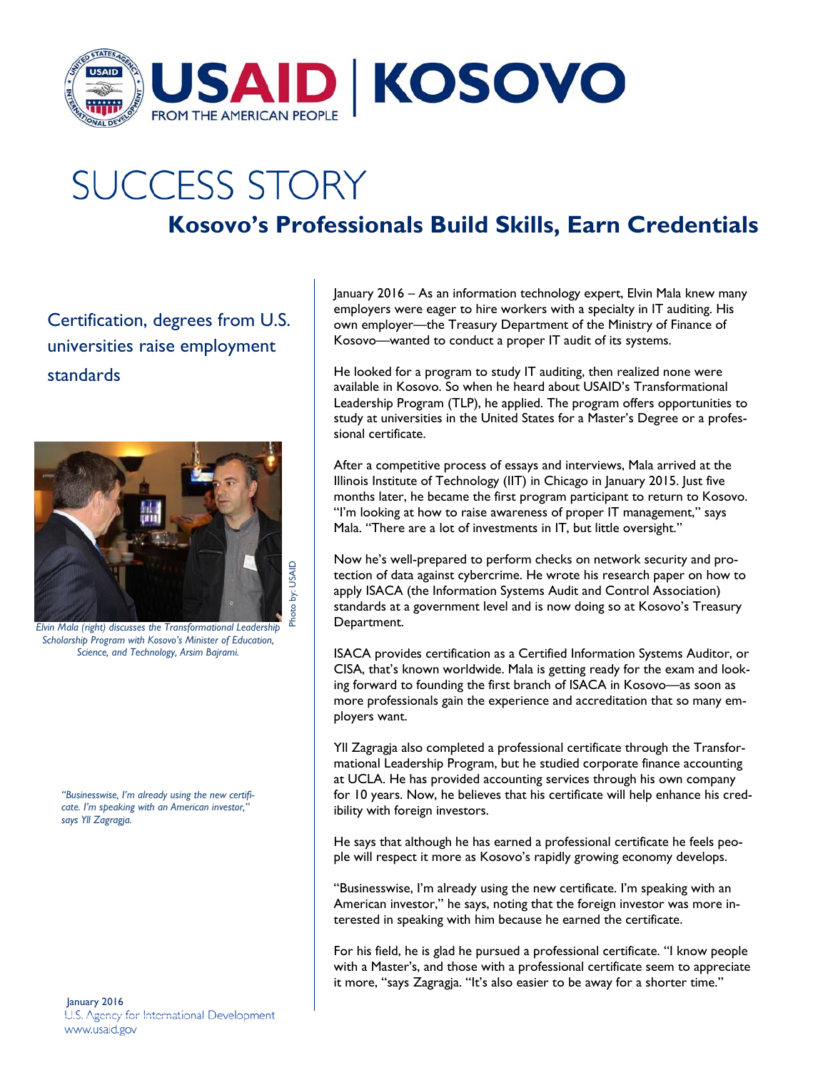USAID | KOSOVO
FROM THE AMERICAN PEOPLE

# SUCCESS STORY

## Kosovo's Professionals Build Skills, Earn Credentials

### Certification, degrees from U.S. universities raise employment standards

Photo by: USAID

*Elvin Mala (right) discusses the Transformational Leadership Scholarship Program with Kosovo's Minister of Education, Science, and Technology, Arsim Bajrami.*

*"Businesswise, I'm already using the new certificate. I'm speaking with an American investor," says Yll Zagragja.*

January 2016 – As an information technology expert, Elvin Mala knew many employers were eager to hire workers with a specialty in IT auditing. His own employer—the Treasury Department of the Ministry of Finance of Kosovo—wanted to conduct a proper IT audit of its systems.

He looked for a program to study IT auditing, then realized none were available in Kosovo. So when he heard about USAID's Transformational Leadership Program (TLP), he applied. The program offers opportunities to study at universities in the United States for a Master's Degree or a professional certificate.

After a competitive process of essays and interviews, Mala arrived at the Illinois Institute of Technology (IIT) in Chicago in January 2015. Just five months later, he became the first program participant to return to Kosovo. "I'm looking at how to raise awareness of proper IT management," says Mala. "There are a lot of investments in IT, but little oversight."

Now he's well-prepared to perform checks on network security and protection of data against cybercrime. He wrote his research paper on how to apply ISACA (the Information Systems Audit and Control Association) standards at a government level and is now doing so at Kosovo's Treasury Department.

ISACA provides certification as a Certified Information Systems Auditor, or CISA, that's known worldwide. Mala is getting ready for the exam and looking forward to founding the first branch of ISACA in Kosovo—as soon as more professionals gain the experience and accreditation that so many employers want.

Yll Zagragja also completed a professional certificate through the Transformational Leadership Program, but he studied corporate finance accounting at UCLA. He has provided accounting services through his own company for 10 years. Now, he believes that his certificate will help enhance his credibility with foreign investors.

He says that although he has earned a professional certificate he feels people will respect it more as Kosovo's rapidly growing economy develops.

"Businesswise, I'm already using the new certificate. I'm speaking with an American investor," he says, noting that the foreign investor was more interested in speaking with him because he earned the certificate.

For his field, he is glad he pursued a professional certificate. "I know people with a Master's, and those with a professional certificate seem to appreciate it more, "says Zagragja. "It's also easier to be away for a shorter time."

January 2016
U.S. Agency for International Development
www.usaid.gov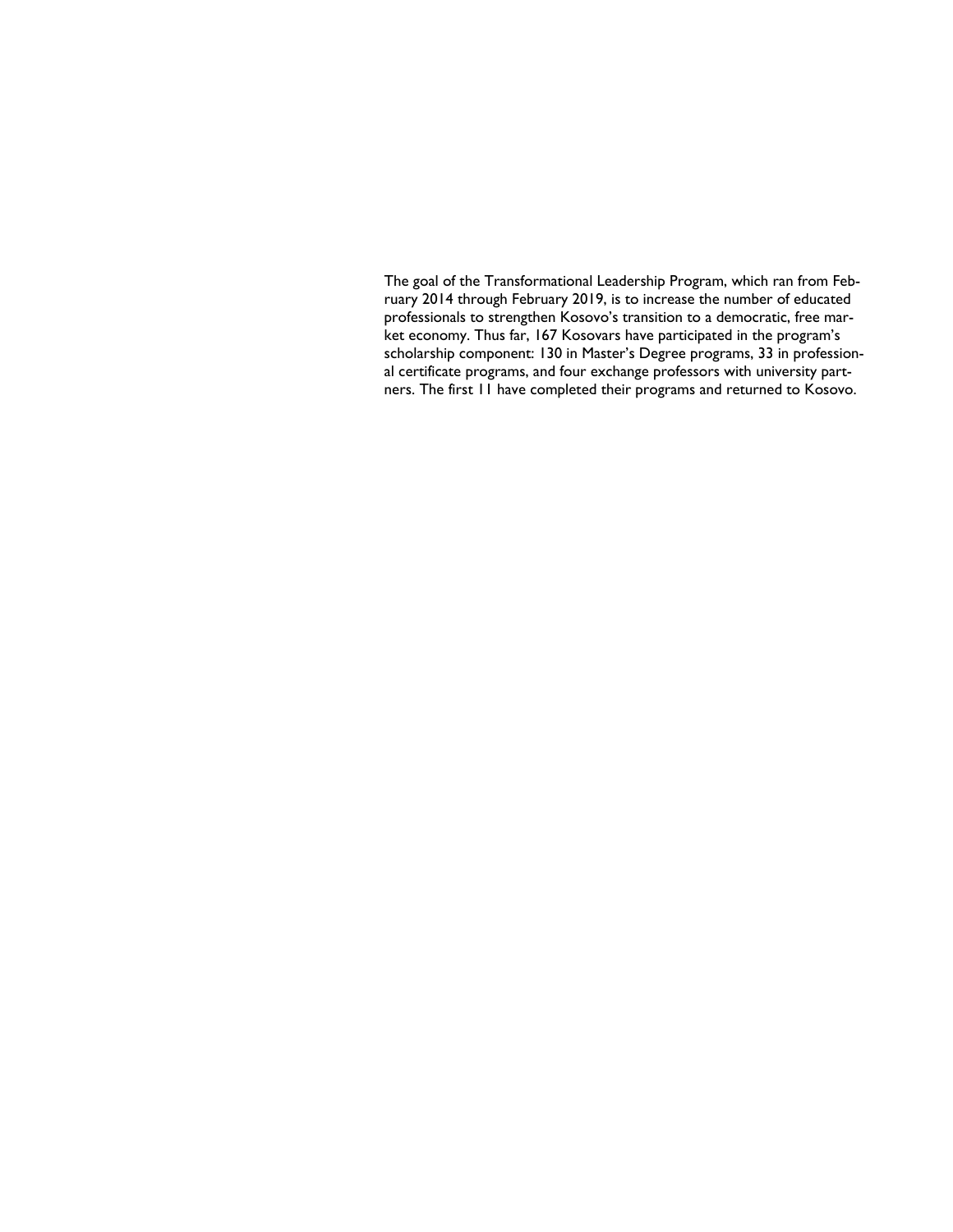The goal of the Transformational Leadership Program, which ran from February 2014 through February 2019, is to increase the number of educated professionals to strengthen Kosovo's transition to a democratic, free market economy. Thus far, 167 Kosovars have participated in the program's scholarship component: 130 in Master's Degree programs, 33 in professional certificate programs, and four exchange professors with university partners. The first 11 have completed their programs and returned to Kosovo.